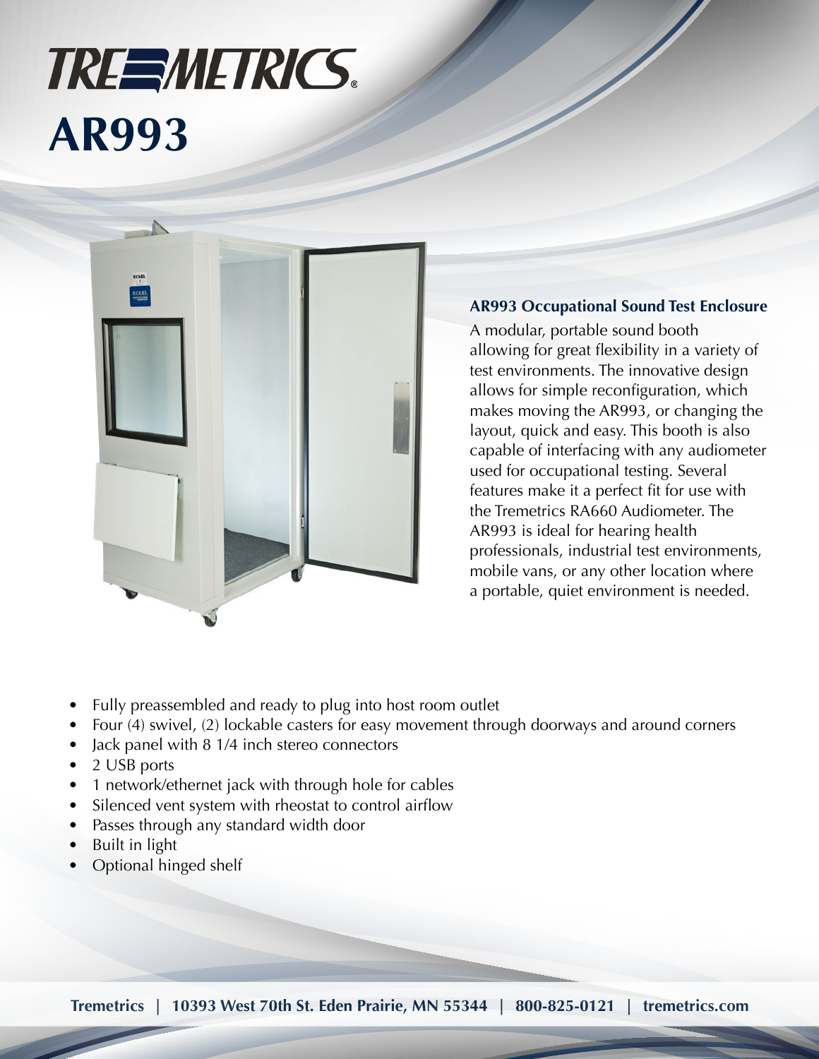# TREMETRICS

# AR993

### AR993 Occupational Sound Test Enclosure

A modular, portable sound booth allowing for great flexibility in a variety of test environments. The innovative design allows for simple reconfiguration, which makes moving the AR993, or changing the layout, quick and easy. This booth is also capable of interfacing with any audiometer used for occupational testing. Several features make it a perfect fit for use with the Tremetrics RA660 Audiometer. The AR993 is ideal for hearing health professionals, industrial test environments, mobile vans, or any other location where a portable, quiet environment is needed.

- Fully preassembled and ready to plug into host room outlet
- Four (4) swivel, (2) lockable casters for easy movement through doorways and around corners
- Jack panel with 8 1/4 inch stereo connectors
- 2 USB ports
- 1 network/ethernet jack with through hole for cables
- Silenced vent system with rheostat to control airflow
- Passes through any standard width door
- Built in light
- Optional hinged shelf

**Tremetrics | 10393 West 70th St. Eden Prairie, MN 55344 | 800-825-0121 | tremetrics.com**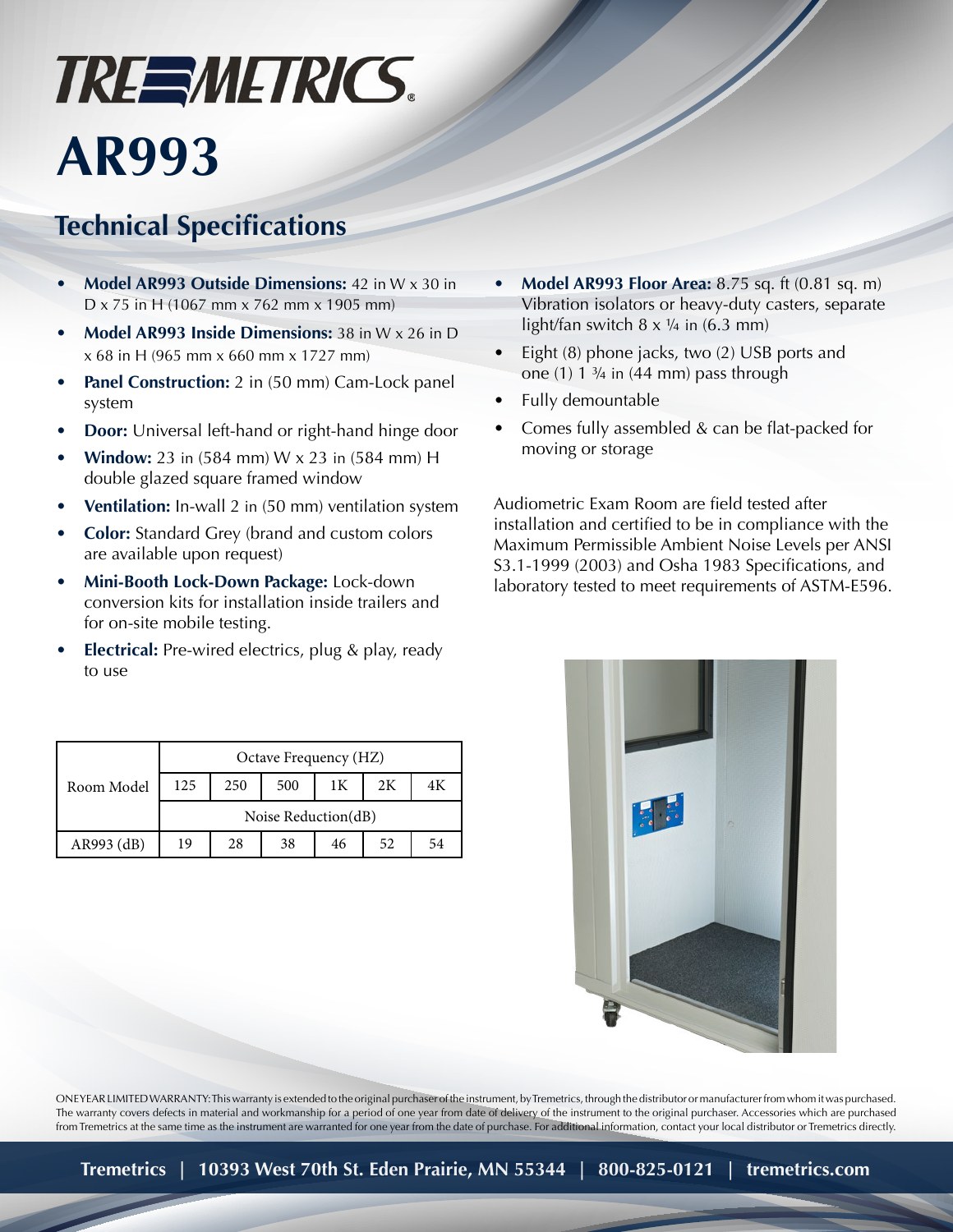# AR993

## Technical Specifications

- **Model AR993 Outside Dimensions:** 42 in W x 30 in D x 75 in H (1067 mm x 762 mm x 1905 mm)
- **Model AR993 Inside Dimensions:** 38 in W x 26 in D x 68 in H (965 mm x 660 mm x 1727 mm)
- **Panel Construction:** 2 in (50 mm) Cam-Lock panel system
- **Door:** Universal left-hand or right-hand hinge door
- **Window:** 23 in (584 mm) W x 23 in (584 mm) H double glazed square framed window
- **Ventilation:** In-wall 2 in (50 mm) ventilation system
- **Color:** Standard Grey (brand and custom colors are available upon request)
- **Mini-Booth Lock-Down Package:** Lock-down conversion kits for installation inside trailers and for on-site mobile testing.
- **Electrical:** Pre-wired electrics, plug & play, ready to use
- **Model AR993 Floor Area:** 8.75 sq. ft (0.81 sq. m) Vibration isolators or heavy-duty casters, separate light/fan switch 8 x ¼ in (6.3 mm)
- Eight (8) phone jacks, two (2) USB ports and one (1) 1 ¾ in (44 mm) pass through
- Fully demountable
- Comes fully assembled & can be flat-packed for moving or storage

Audiometric Exam Room are field tested after installation and certified to be in compliance with the Maximum Permissible Ambient Noise Levels per ANSI S3.1-1999 (2003) and Osha 1983 Specifications, and laboratory tested to meet requirements of ASTM-E596.

| Room Model | Octave Frequency (HZ) | | | | | |
|---|---|---|---|---|---|---|
| | 125 | 250 | 500 | 1K | 2K | 4K |
| | Noise Reduction(dB) | | | | | |
| AR993 (dB) | 19 | 28 | 38 | 46 | 52 | 54 |

ONE YEAR LIMITED WARRANTY: This warranty is extended to the original purchaser of the instrument, by Tremetrics, through the distributor or manufacturer from whom it was purchased. The warranty covers defects in material and workmanship for a period of one year from date of delivery of the instrument to the original purchaser. Accessories which are purchased from Tremetrics at the same time as the instrument are warranted for one year from the date of purchase. For additional information, contact your local distributor or Tremetrics directly.

**Tremetrics | 10393 West 70th St. Eden Prairie, MN 55344 | 800-825-0121 | tremetrics.com**